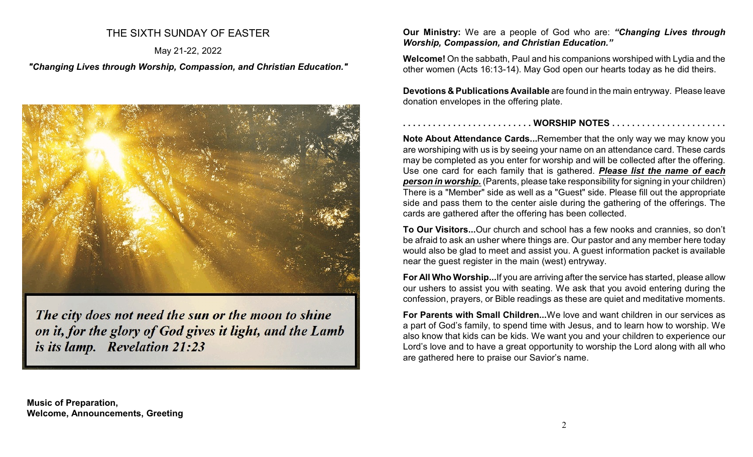# THE SIXTH SUNDAY OF EASTER

May 21-22, 2022

***"Changing Lives through Worship, Compassion, and Christian Education."***

*The city does not need the sun or the moon to shine on it, for the glory of God gives it light, and the Lamb is its lamp. Revelation 21:23*

**Music of Preparation,**
**Welcome, Announcements, Greeting**

**Our Ministry:** We are a people of God who are: ***"Changing Lives through Worship, Compassion, and Christian Education."***

**Welcome!** On the sabbath, Paul and his companions worshiped with Lydia and the other women (Acts 16:13-14). May God open our hearts today as he did theirs.

**Devotions & Publications Available** are found in the main entryway. Please leave donation envelopes in the offering plate.

## . . . . . . . . . . . . . . . . . . . . . . . . . . WORSHIP NOTES . . . . . . . . . . . . . . . . . . . . . . .

**Note About Attendance Cards...**Remember that the only way we may know you are worshiping with us is by seeing your name on an attendance card. These cards may be completed as you enter for worship and will be collected after the offering. Use one card for each family that is gathered. ***Please list the name of each person in worship.*** (Parents, please take responsibility for signing in your children) There is a "Member" side as well as a "Guest" side. Please fill out the appropriate side and pass them to the center aisle during the gathering of the offerings. The cards are gathered after the offering has been collected.

**To Our Visitors...**Our church and school has a few nooks and crannies, so don't be afraid to ask an usher where things are. Our pastor and any member here today would also be glad to meet and assist you. A guest information packet is available near the guest register in the main (west) entryway.

**For All Who Worship...**If you are arriving after the service has started, please allow our ushers to assist you with seating. We ask that you avoid entering during the confession, prayers, or Bible readings as these are quiet and meditative moments.

**For Parents with Small Children...**We love and want children in our services as a part of God's family, to spend time with Jesus, and to learn how to worship. We also know that kids can be kids. We want you and your children to experience our Lord's love and to have a great opportunity to worship the Lord along with all who are gathered here to praise our Savior's name.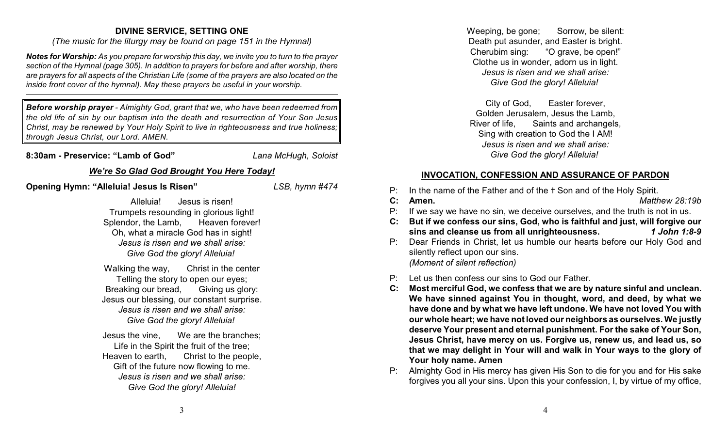## DIVINE SERVICE, SETTING ONE

*(The music for the liturgy may be found on page 151 in the Hymnal)*

***Notes for Worship:*** *As you prepare for worship this day, we invite you to turn to the prayer section of the Hymnal (page 305). In addition to prayers for before and after worship, there are prayers for all aspects of the Christian Life (some of the prayers are also located on the inside front cover of the hymnal). May these prayers be useful in your worship.*

***Before worship prayer*** *- Almighty God, grant that we, who have been redeemed from the old life of sin by our baptism into the death and resurrection of Your Son Jesus Christ, may be renewed by Your Holy Spirit to live in righteousness and true holiness; through Jesus Christ, our Lord. AMEN.*

**8:30am - Preservice: "Lamb of God"** *Lana McHugh, Soloist*

***We're So Glad God Brought You Here Today!***

**Opening Hymn: "Alleluia! Jesus Is Risen"** *LSB, hymn #474*

Alleluia! Jesus is risen!
Trumpets resounding in glorious light!
Splendor, the Lamb, Heaven forever!
Oh, what a miracle God has in sight!
*Jesus is risen and we shall arise:*
*Give God the glory! Alleluia!*

Walking the way, Christ in the center
Telling the story to open our eyes;
Breaking our bread, Giving us glory:
Jesus our blessing, our constant surprise.
*Jesus is risen and we shall arise:*
*Give God the glory! Alleluia!*

Jesus the vine, We are the branches;
Life in the Spirit the fruit of the tree;
Heaven to earth, Christ to the people,
Gift of the future now flowing to me.
*Jesus is risen and we shall arise:*
*Give God the glory! Alleluia!*

Weeping, be gone; Sorrow, be silent:
Death put asunder, and Easter is bright.
Cherubim sing: "O grave, be open!"
Clothe us in wonder, adorn us in light.
*Jesus is risen and we shall arise:*
*Give God the glory! Alleluia!*

City of God, Easter forever,
Golden Jerusalem, Jesus the Lamb,
River of life, Saints and archangels,
Sing with creation to God the I AM!
*Jesus is risen and we shall arise:*
*Give God the glory! Alleluia!*

## INVOCATION, CONFESSION AND ASSURANCE OF PARDON

P: In the name of the Father and of the ✝ Son and of the Holy Spirit.

**C: Amen.** *Matthew 28:19b*

P: If we say we have no sin, we deceive ourselves, and the truth is not in us.

**C: But if we confess our sins, God, who is faithful and just, will forgive our sins and cleanse us from all unrighteousness.** ***1 John 1:8-9***

P: Dear Friends in Christ, let us humble our hearts before our Holy God and silently reflect upon our sins.
*(Moment of silent reflection)*

P: Let us then confess our sins to God our Father.

**C: Most merciful God, we confess that we are by nature sinful and unclean. We have sinned against You in thought, word, and deed, by what we have done and by what we have left undone. We have not loved You with our whole heart; we have not loved our neighbors as ourselves. We justly deserve Your present and eternal punishment. For the sake of Your Son, Jesus Christ, have mercy on us. Forgive us, renew us, and lead us, so that we may delight in Your will and walk in Your ways to the glory of Your holy name. Amen**

P: Almighty God in His mercy has given His Son to die for you and for His sake forgives you all your sins. Upon this your confession, I, by virtue of my office,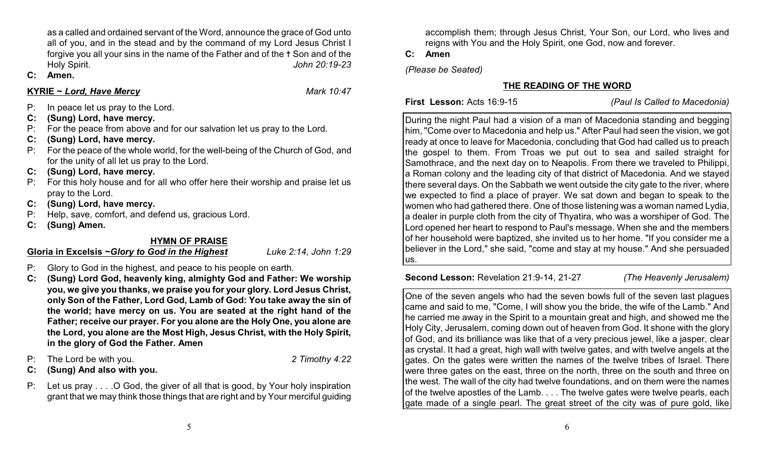as a called and ordained servant of the Word, announce the grace of God unto all of you, and in the stead and by the command of my Lord Jesus Christ I forgive you all your sins in the name of the Father and of the † Son and of the Holy Spirit. *John 20:19-23*

**C: Amen.**

**KYRIE ~ *Lord, Have Mercy*** *Mark 10:47*

P: In peace let us pray to the Lord.

**C: (Sung) Lord, have mercy.**

P: For the peace from above and for our salvation let us pray to the Lord.

**C: (Sung) Lord, have mercy.**

P: For the peace of the whole world, for the well-being of the Church of God, and for the unity of all let us pray to the Lord.

**C: (Sung) Lord, have mercy.**

P: For this holy house and for all who offer here their worship and praise let us pray to the Lord.

**C: (Sung) Lord, have mercy.**

P: Help, save, comfort, and defend us, gracious Lord.

**C: (Sung) Amen.**

## HYMN OF PRAISE

**Gloria in Excelsis ~*Glory to God in the Highest*** *Luke 2:14, John 1:29*

P: Glory to God in the highest, and peace to his people on earth.

**C: (Sung) Lord God, heavenly king, almighty God and Father: We worship you, we give you thanks, we praise you for your glory. Lord Jesus Christ, only Son of the Father, Lord God, Lamb of God: You take away the sin of the world; have mercy on us. You are seated at the right hand of the Father; receive our prayer. For you alone are the Holy One, you alone are the Lord, you alone are the Most High, Jesus Christ, with the Holy Spirit, in the glory of God the Father. Amen**

P: The Lord be with you. *2 Timothy 4:22*

**C: (Sung) And also with you.**

P: Let us pray . . . .O God, the giver of all that is good, by Your holy inspiration grant that we may think those things that are right and by Your merciful guiding accomplish them; through Jesus Christ, Your Son, our Lord, who lives and reigns with You and the Holy Spirit, one God, now and forever.

**C: Amen**

*(Please be Seated)*

## THE READING OF THE WORD

**First Lesson:** Acts 16:9-15 *(Paul Is Called to Macedonia)*

During the night Paul had a vision of a man of Macedonia standing and begging him, "Come over to Macedonia and help us." After Paul had seen the vision, we got ready at once to leave for Macedonia, concluding that God had called us to preach the gospel to them. From Troas we put out to sea and sailed straight for Samothrace, and the next day on to Neapolis. From there we traveled to Philippi, a Roman colony and the leading city of that district of Macedonia. And we stayed there several days. On the Sabbath we went outside the city gate to the river, where we expected to find a place of prayer. We sat down and began to speak to the women who had gathered there. One of those listening was a woman named Lydia, a dealer in purple cloth from the city of Thyatira, who was a worshiper of God. The Lord opened her heart to respond to Paul's message. When she and the members of her household were baptized, she invited us to her home. "If you consider me a believer in the Lord," she said, "come and stay at my house." And she persuaded us.

**Second Lesson:** Revelation 21:9-14, 21-27 *(The Heavenly Jerusalem)*

One of the seven angels who had the seven bowls full of the seven last plagues came and said to me, "Come, I will show you the bride, the wife of the Lamb." And he carried me away in the Spirit to a mountain great and high, and showed me the Holy City, Jerusalem, coming down out of heaven from God. It shone with the glory of God, and its brilliance was like that of a very precious jewel, like a jasper, clear as crystal. It had a great, high wall with twelve gates, and with twelve angels at the gates. On the gates were written the names of the twelve tribes of Israel. There were three gates on the east, three on the north, three on the south and three on the west. The wall of the city had twelve foundations, and on them were the names of the twelve apostles of the Lamb. . . . The twelve gates were twelve pearls, each gate made of a single pearl. The great street of the city was of pure gold, like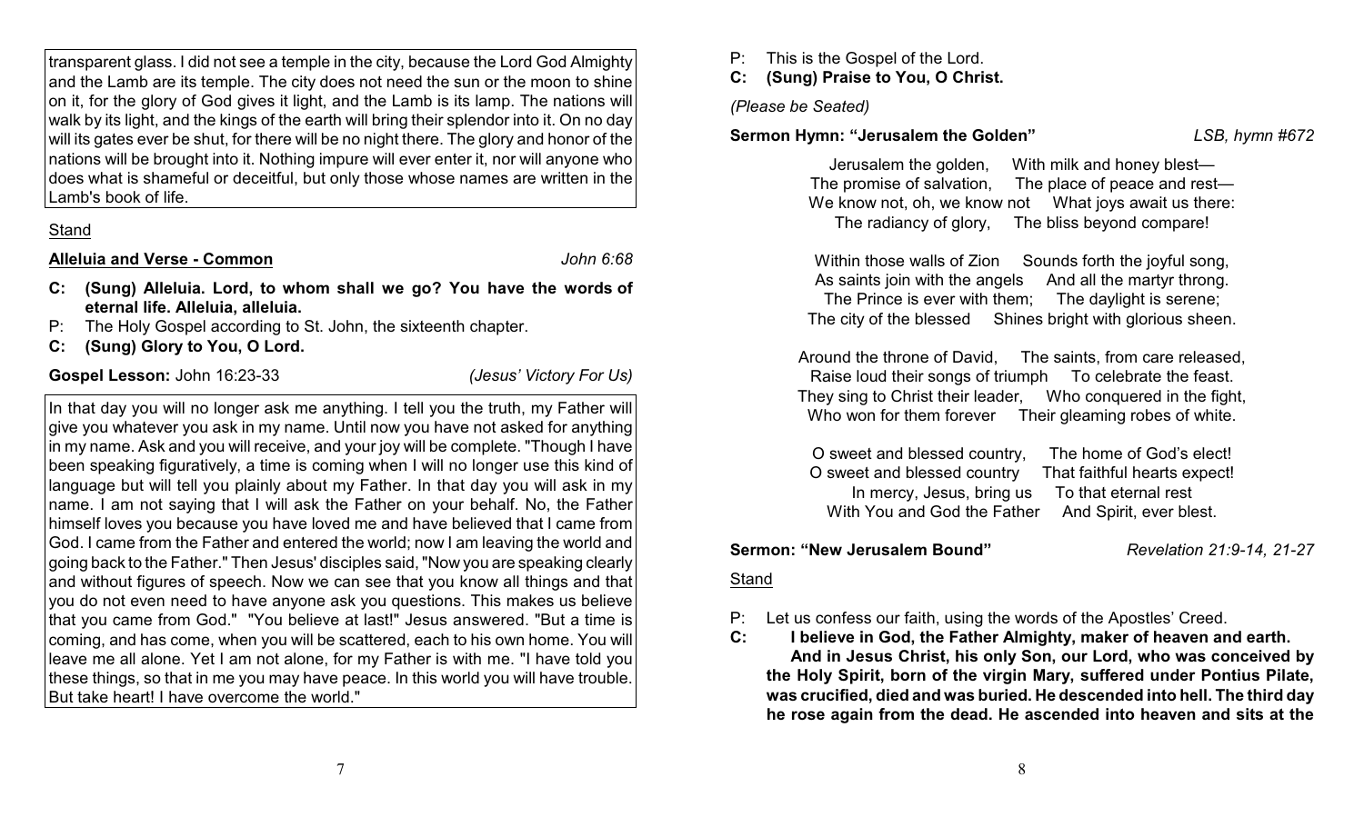transparent glass. I did not see a temple in the city, because the Lord God Almighty and the Lamb are its temple. The city does not need the sun or the moon to shine on it, for the glory of God gives it light, and the Lamb is its lamp. The nations will walk by its light, and the kings of the earth will bring their splendor into it. On no day will its gates ever be shut, for there will be no night there. The glory and honor of the nations will be brought into it. Nothing impure will ever enter it, nor will anyone who does what is shameful or deceitful, but only those whose names are written in the Lamb's book of life.

Stand

**Alleluia and Verse - Common** *John 6:68*

**C: (Sung) Alleluia. Lord, to whom shall we go? You have the words of eternal life. Alleluia, alleluia.**

P: The Holy Gospel according to St. John, the sixteenth chapter.

**C: (Sung) Glory to You, O Lord.**

**Gospel Lesson:** John 16:23-33 *(Jesus' Victory For Us)*

In that day you will no longer ask me anything. I tell you the truth, my Father will give you whatever you ask in my name. Until now you have not asked for anything in my name. Ask and you will receive, and your joy will be complete. "Though I have been speaking figuratively, a time is coming when I will no longer use this kind of language but will tell you plainly about my Father. In that day you will ask in my name. I am not saying that I will ask the Father on your behalf. No, the Father himself loves you because you have loved me and have believed that I came from God. I came from the Father and entered the world; now I am leaving the world and going back to the Father." Then Jesus' disciples said, "Now you are speaking clearly and without figures of speech. Now we can see that you know all things and that you do not even need to have anyone ask you questions. This makes us believe that you came from God." "You believe at last!" Jesus answered. "But a time is coming, and has come, when you will be scattered, each to his own home. You will leave me all alone. Yet I am not alone, for my Father is with me. "I have told you these things, so that in me you may have peace. In this world you will have trouble. But take heart! I have overcome the world."

P: This is the Gospel of the Lord.

**C: (Sung) Praise to You, O Christ.**

*(Please be Seated)*

**Sermon Hymn: "Jerusalem the Golden"** *LSB, hymn #672*

Jerusalem the golden, With milk and honey blest—
The promise of salvation, The place of peace and rest—
We know not, oh, we know not What joys await us there:
The radiancy of glory, The bliss beyond compare!

Within those walls of Zion Sounds forth the joyful song,
As saints join with the angels And all the martyr throng.
The Prince is ever with them; The daylight is serene;
The city of the blessed Shines bright with glorious sheen.

Around the throne of David, The saints, from care released,
Raise loud their songs of triumph To celebrate the feast.
They sing to Christ their leader, Who conquered in the fight,
Who won for them forever Their gleaming robes of white.

O sweet and blessed country, The home of God's elect!
O sweet and blessed country That faithful hearts expect!
In mercy, Jesus, bring us To that eternal rest
With You and God the Father And Spirit, ever blest.

**Sermon: "New Jerusalem Bound"** *Revelation 21:9-14, 21-27*

Stand

P: Let us confess our faith, using the words of the Apostles' Creed.

**C: I believe in God, the Father Almighty, maker of heaven and earth. And in Jesus Christ, his only Son, our Lord, who was conceived by the Holy Spirit, born of the virgin Mary, suffered under Pontius Pilate, was crucified, died and was buried. He descended into hell. The third day he rose again from the dead. He ascended into heaven and sits at the**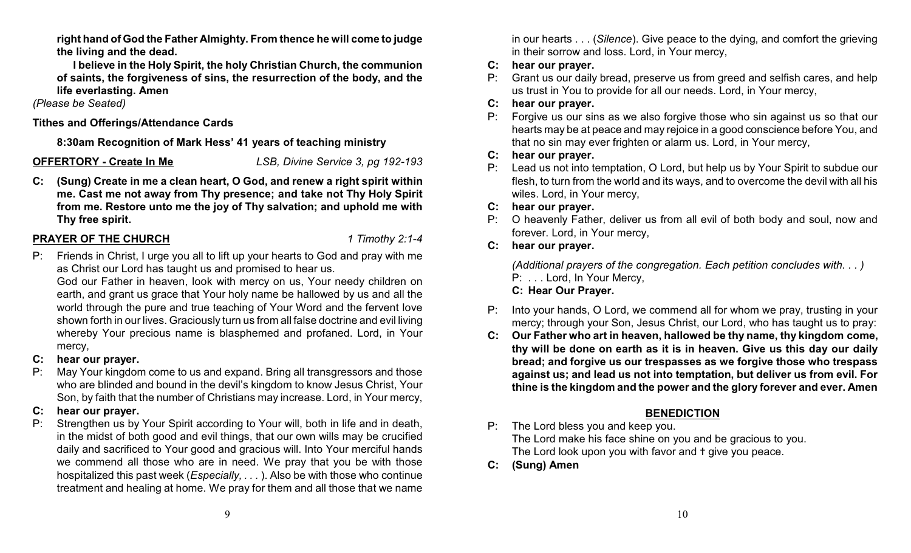**right hand of God the Father Almighty. From thence he will come to judge the living and the dead.**

**I believe in the Holy Spirit, the holy Christian Church, the communion of saints, the forgiveness of sins, the resurrection of the body, and the life everlasting. Amen**

*(Please be Seated)*

**Tithes and Offerings/Attendance Cards**

**8:30am Recognition of Mark Hess' 41 years of teaching ministry**

**OFFERTORY - Create In Me** *LSB, Divine Service 3, pg 192-193*

**C: (Sung) Create in me a clean heart, O God, and renew a right spirit within me. Cast me not away from Thy presence; and take not Thy Holy Spirit from me. Restore unto me the joy of Thy salvation; and uphold me with Thy free spirit.**

**PRAYER OF THE CHURCH** *1 Timothy 2:1-4*

P: Friends in Christ, I urge you all to lift up your hearts to God and pray with me as Christ our Lord has taught us and promised to hear us.
God our Father in heaven, look with mercy on us, Your needy children on earth, and grant us grace that Your holy name be hallowed by us and all the world through the pure and true teaching of Your Word and the fervent love shown forth in our lives. Graciously turn us from all false doctrine and evil living whereby Your precious name is blasphemed and profaned. Lord, in Your mercy,

**C: hear our prayer.**

P: May Your kingdom come to us and expand. Bring all transgressors and those who are blinded and bound in the devil's kingdom to know Jesus Christ, Your Son, by faith that the number of Christians may increase. Lord, in Your mercy,

**C: hear our prayer.**

P: Strengthen us by Your Spirit according to Your will, both in life and in death, in the midst of both good and evil things, that our own wills may be crucified daily and sacrificed to Your good and gracious will. Into Your merciful hands we commend all those who are in need. We pray that you be with those hospitalized this past week (*Especially, . . .* ). Also be with those who continue treatment and healing at home. We pray for them and all those that we name in our hearts . . . (*Silence*). Give peace to the dying, and comfort the grieving in their sorrow and loss. Lord, in Your mercy,

**C: hear our prayer.**

P: Grant us our daily bread, preserve us from greed and selfish cares, and help us trust in You to provide for all our needs. Lord, in Your mercy,

**C: hear our prayer.**

P: Forgive us our sins as we also forgive those who sin against us so that our hearts may be at peace and may rejoice in a good conscience before You, and that no sin may ever frighten or alarm us. Lord, in Your mercy,

**C: hear our prayer.**

P: Lead us not into temptation, O Lord, but help us by Your Spirit to subdue our flesh, to turn from the world and its ways, and to overcome the devil with all his wiles. Lord, in Your mercy,

**C: hear our prayer.**

P: O heavenly Father, deliver us from all evil of both body and soul, now and forever. Lord, in Your mercy,

**C: hear our prayer.**

*(Additional prayers of the congregation. Each petition concludes with. . . )*
P: . . . Lord, In Your Mercy,
**C: Hear Our Prayer.**

P: Into your hands, O Lord, we commend all for whom we pray, trusting in your mercy; through your Son, Jesus Christ, our Lord, who has taught us to pray:

**C: Our Father who art in heaven, hallowed be thy name, thy kingdom come, thy will be done on earth as it is in heaven. Give us this day our daily bread; and forgive us our trespasses as we forgive those who trespass against us; and lead us not into temptation, but deliver us from evil. For thine is the kingdom and the power and the glory forever and ever. Amen**

**BENEDICTION**

P: The Lord bless you and keep you.
The Lord make his face shine on you and be gracious to you.
The Lord look upon you with favor and ✝ give you peace.

**C: (Sung) Amen**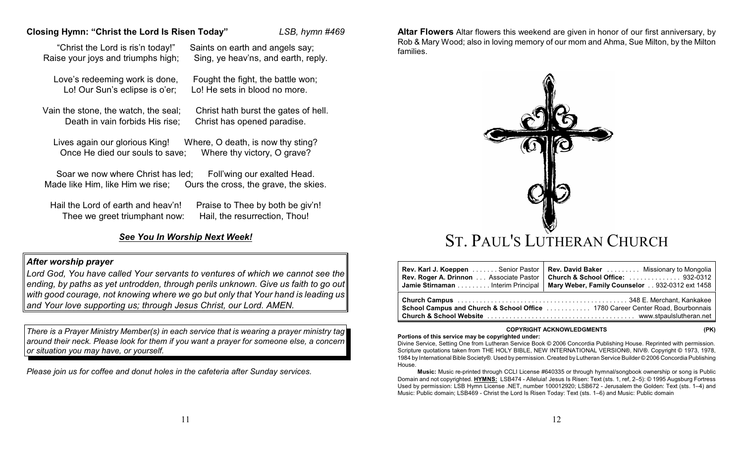**Closing Hymn: "Christ the Lord Is Risen Today"** *LSB, hymn #469*

"Christ the Lord is ris'n today!" Saints on earth and angels say;
Raise your joys and triumphs high; Sing, ye heav'ns, and earth, reply.

Love's redeeming work is done, Fought the fight, the battle won;
Lo! Our Sun's eclipse is o'er; Lo! He sets in blood no more.

Vain the stone, the watch, the seal; Christ hath burst the gates of hell.
Death in vain forbids His rise; Christ has opened paradise.

Lives again our glorious King! Where, O death, is now thy sting?
Once He died our souls to save; Where thy victory, O grave?

Soar we now where Christ has led; Foll'wing our exalted Head.
Made like Him, like Him we rise; Ours the cross, the grave, the skies.

Hail the Lord of earth and heav'n! Praise to Thee by both be giv'n!
Thee we greet triumphant now: Hail, the resurrection, Thou!

***See You In Worship Next Week!***

***After worship prayer***

*Lord God, You have called Your servants to ventures of which we cannot see the ending, by paths as yet untrodden, through perils unknown. Give us faith to go out with good courage, not knowing where we go but only that Your hand is leading us and Your love supporting us; through Jesus Christ, our Lord. AMEN.*

*There is a Prayer Ministry Member(s) in each service that is wearing a prayer ministry tag around their neck. Please look for them if you want a prayer for someone else, a concern or situation you may have, or yourself.*

*Please join us for coffee and donut holes in the cafeteria after Sunday services.*

**Altar Flowers** Altar flowers this weekend are given in honor of our first anniversary, by Rob & Mary Wood; also in loving memory of our mom and Ahma, Sue Milton, by the Milton families.

# ST. PAUL'S LUTHERAN CHURCH

| | |
|---|---|
| **Rev. Karl J. Koeppen** ....... Senior Pastor | **Rev. David Baker** ......... Missionary to Mongolia |
| **Rev. Roger A. Drinnon** ... Associate Pastor | **Church & School Office:** .............. 932-0312 |
| **Jamie Stirnaman** ......... Interim Principal | **Mary Weber, Family Counselor** .. 932-0312 ext 1458 |

**Church Campus** ............................................. 348 E. Merchant, Kankakee
**School Campus and Church & School Office** ............ 1780 Career Center Road, Bourbonnais
**Church & School Website** ........................................ www.stpaulslutheran.net

**COPYRIGHT ACKNOWLEDGMENTS** **(PK)**

**Portions of this service may be copyrighted under:**

Divine Service, Setting One from Lutheran Service Book © 2006 Concordia Publishing House. Reprinted with permission. Scripture quotations taken from THE HOLY BIBLE, NEW INTERNATIONAL VERSION®, NIV®. Copyright © 1973, 1978, 1984 by International Bible Society®. Used by permission. Created by Lutheran Service Builder © 2006 Concordia Publishing House.

**Music:** Music re-printed through CCLI License #640335 or through hymnal/songbook ownership or song is Public Domain and not copyrighted. **HYMNS:** LSB474 - Alleluia! Jesus Is Risen: Text (sts. 1, ref, 2–5): © 1995 Augsburg Fortress Used by permission: LSB Hymn License .NET, number 100012920; LSB672 - Jerusalem the Golden: Text (sts. 1–4) and Music: Public domain; LSB469 - Christ the Lord Is Risen Today: Text (sts. 1–6) and Music: Public domain